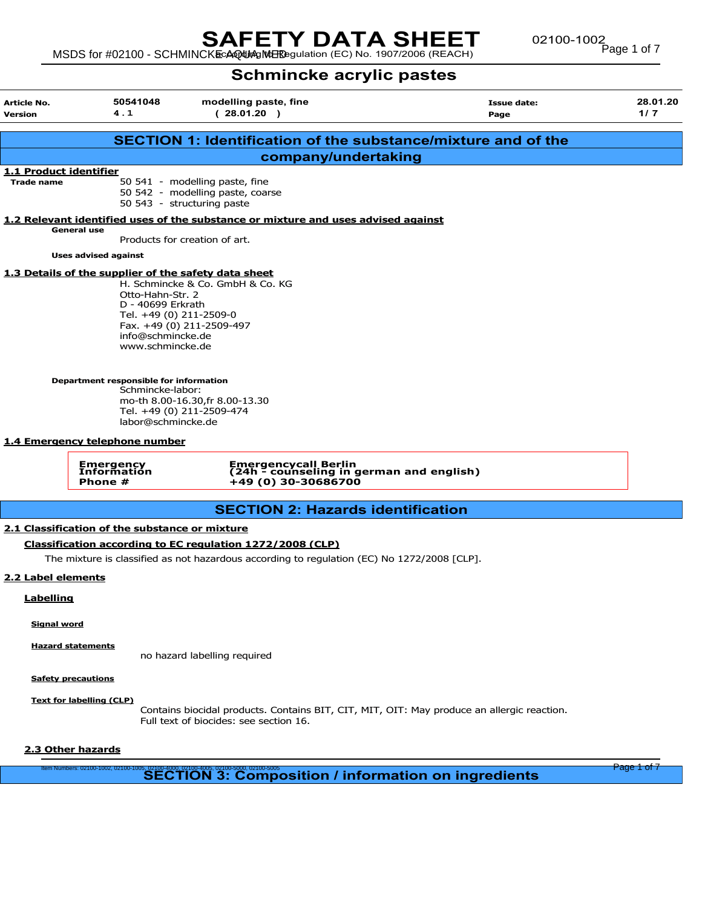# SAFETY DATA SHEET

## Schmincke acrylic pastes

| Article No. | 50541048 | modelling paste, fine | Issue date: | 28.01.20 |
|---|---|---|---|---|
| Version | 4 . 1 | ( 28.01.20 ) | Page | 1/ 7 |

## SECTION 1: Identification of the substance/mixture and of the company/undertaking

### 1.1 Product identifier

**Trade name**

50 541 - modelling paste, fine
50 542 - modelling paste, coarse
50 543 - structuring paste

### 1.2 Relevant identified uses of the substance or mixture and uses advised against

**General use**

Products for creation of art.

**Uses advised against**

### 1.3 Details of the supplier of the safety data sheet

H. Schmincke & Co. GmbH & Co. KG
Otto-Hahn-Str. 2
D - 40699 Erkrath
Tel. +49 (0) 211-2509-0
Fax. +49 (0) 211-2509-497
info@schmincke.de
www.schmincke.de

**Department responsible for information**

Schmincke-labor:
mo-th 8.00-16.30,fr 8.00-13.30
Tel. +49 (0) 211-2509-474
labor@schmincke.de

### 1.4 Emergency telephone number

| Emergency Information Phone # | Emergencycall Berlin (24h - counseling in german and english) +49 (0) 30-30686700 |
|---|---|

## SECTION 2: Hazards identification

### 2.1 Classification of the substance or mixture

**Classification according to EC regulation 1272/2008 (CLP)**

The mixture is classified as not hazardous according to regulation (EC) No 1272/2008 [CLP].

### 2.2 Label elements

**Labelling**

**Signal word**

**Hazard statements**

no hazard labelling required

**Safety precautions**

**Text for labelling (CLP)**

Contains biocidal products. Contains BIT, CIT, MIT, OIT: May produce an allergic reaction.
Full text of biocides: see section 16.

### 2.3 Other hazards

## SECTION 3: Composition / information on ingredients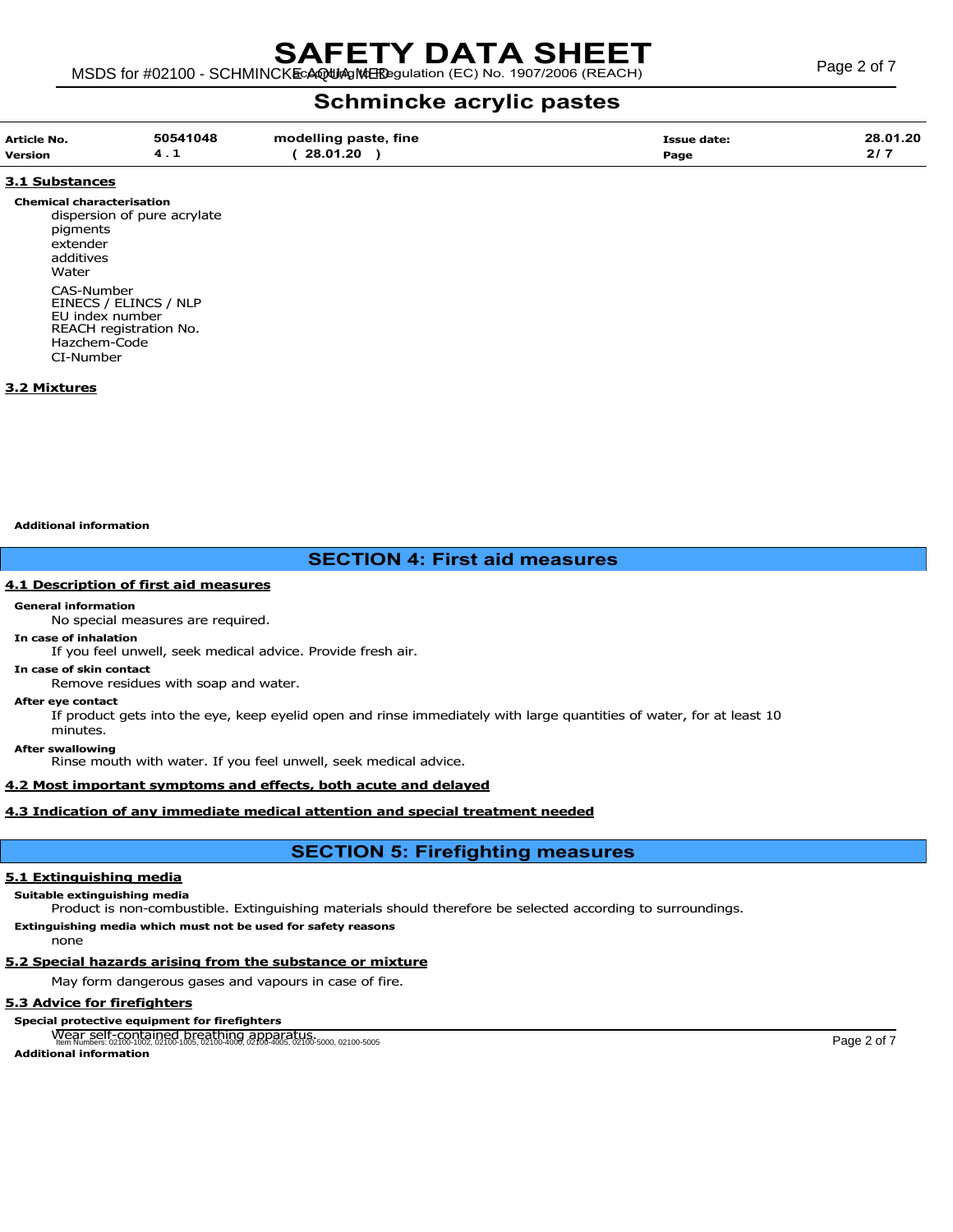# Schmincke acrylic pastes

| Article No. | 50541048 | modelling paste, fine | Issue date: | 28.01.20 |
| --- | --- | --- | --- | --- |
| Version | 4 . 1 | ( 28.01.20 ) | Page | 2/ 7 |

### 3.1 Substances

**Chemical characterisation**

dispersion of pure acrylate
pigments
extender
additives
Water

CAS-Number
EINECS / ELINCS / NLP
EU index number
REACH registration No.
Hazchem-Code
CI-Number

### 3.2 Mixtures

**Additional information**

## SECTION 4: First aid measures

### 4.1 Description of first aid measures

**General information**

No special measures are required.

**In case of inhalation**

If you feel unwell, seek medical advice. Provide fresh air.

**In case of skin contact**

Remove residues with soap and water.

**After eye contact**

If product gets into the eye, keep eyelid open and rinse immediately with large quantities of water, for at least 10 minutes.

**After swallowing**

Rinse mouth with water. If you feel unwell, seek medical advice.

### 4.2 Most important symptoms and effects, both acute and delayed

### 4.3 Indication of any immediate medical attention and special treatment needed

## SECTION 5: Firefighting measures

### 5.1 Extinguishing media

**Suitable extinguishing media**

Product is non-combustible. Extinguishing materials should therefore be selected according to surroundings.

**Extinguishing media which must not be used for safety reasons**

none

### 5.2 Special hazards arising from the substance or mixture

May form dangerous gases and vapours in case of fire.

### 5.3 Advice for firefighters

**Special protective equipment for firefighters**

Wear self-contained breathing apparatus.

**Additional information**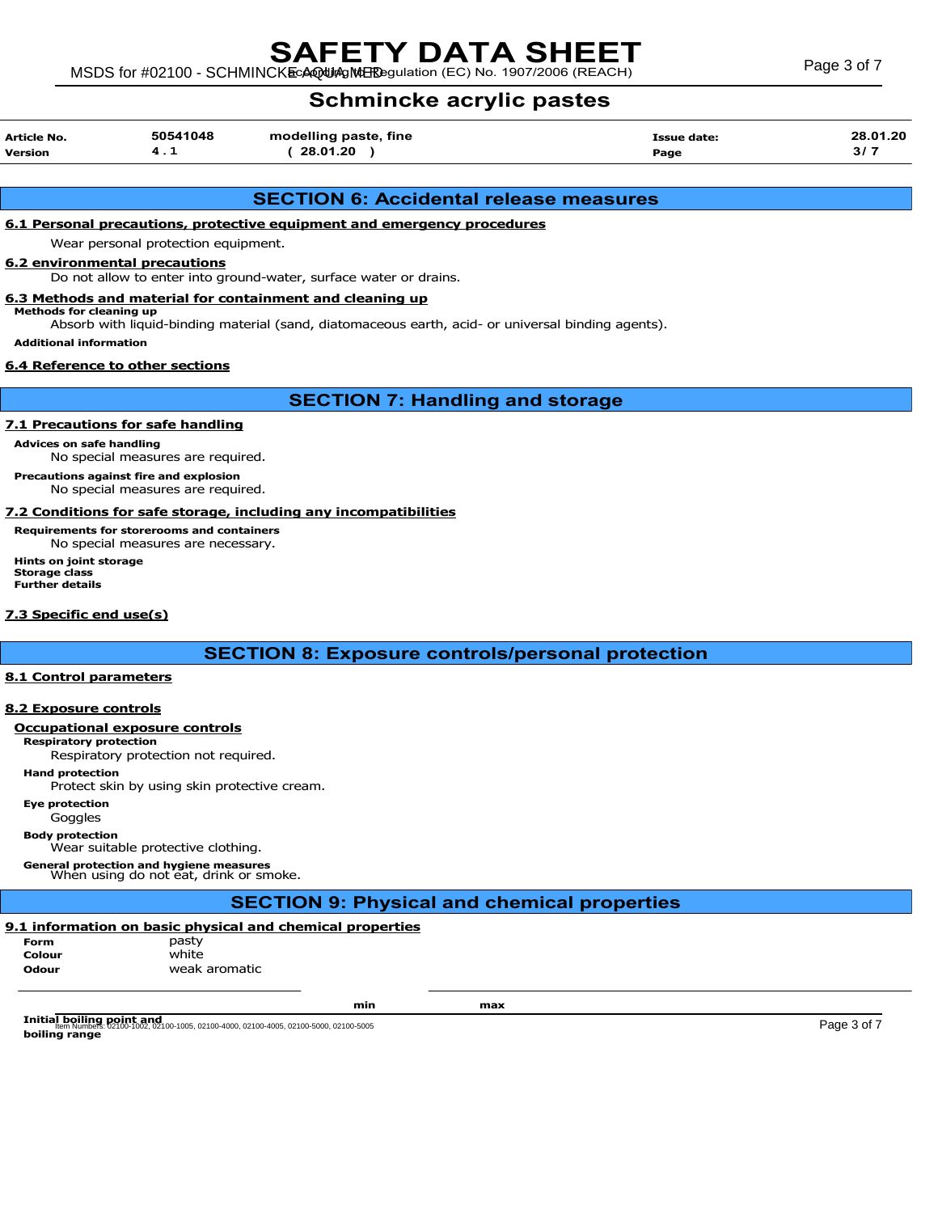# Schmincke acrylic pastes

| Article No. | 50541048 | modelling paste, fine | Issue date: | 28.01.20 |
|---|---|---|---|---|
| Version | 4 . 1 | ( 28.01.20 ) | Page | 3/ 7 |

## SECTION 6: Accidental release measures

### 6.1 Personal precautions, protective equipment and emergency procedures

Wear personal protection equipment.

### 6.2 environmental precautions

Do not allow to enter into ground-water, surface water or drains.

### 6.3 Methods and material for containment and cleaning up

**Methods for cleaning up**

Absorb with liquid-binding material (sand, diatomaceous earth, acid- or universal binding agents).

**Additional information**

### 6.4 Reference to other sections

## SECTION 7: Handling and storage

### 7.1 Precautions for safe handling

**Advices on safe handling**

No special measures are required.

**Precautions against fire and explosion**

No special measures are required.

### 7.2 Conditions for safe storage, including any incompatibilities

**Requirements for storerooms and containers**

No special measures are necessary.

**Hints on joint storage**

**Storage class**

**Further details**

### 7.3 Specific end use(s)

## SECTION 8: Exposure controls/personal protection

### 8.1 Control parameters

### 8.2 Exposure controls

**Occupational exposure controls**

**Respiratory protection**

Respiratory protection not required.

**Hand protection**

Protect skin by using skin protective cream.

**Eye protection**

Goggles

**Body protection**

Wear suitable protective clothing.

**General protection and hygiene measures**

When using do not eat, drink or smoke.

## SECTION 9: Physical and chemical properties

### 9.1 information on basic physical and chemical properties

| | |
|---|---|
| **Form** | pasty |
| **Colour** | white |
| **Odour** | weak aromatic |

| | min | max |
|---|---|---|
| **Initial boiling point and boiling range** | | |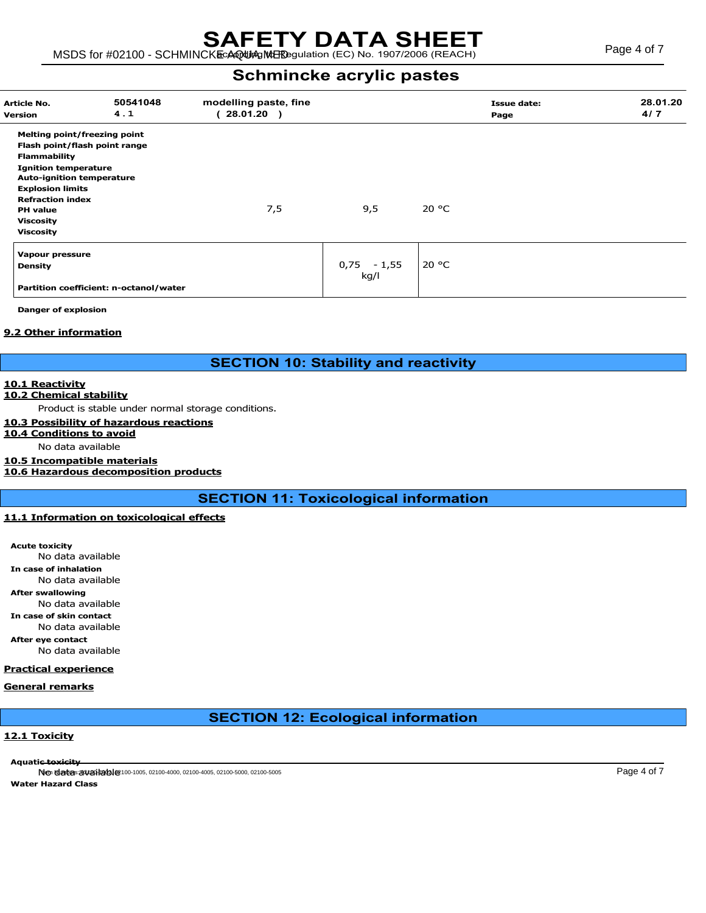| Article No. | 50541048 | modelling paste, fine | Issue date: | 28.01.20 |
|---|---|---|---|---|
| Version | 4 . 1 | ( 28.01.20 ) | Page | 4/ 7 |

| Property | Value | | Temperature |
|---|---|---|---|
| Melting point/freezing point | | | |
| Flash point/flash point range | | | |
| Flammability | | | |
| Ignition temperature | | | |
| Auto-ignition temperature | | | |
| Explosion limits | | | |
| Refraction index | | | |
| PH value | 7,5 | 9,5 | 20 °C |
| Viscosity | | | |
| Viscosity | | | |

| Property | Value | Temperature |
|---|---|---|
| Vapour pressure | | |
| Density | 0,75 - 1,55 kg/l | 20 °C |
| Partition coefficient: n-octanol/water | | |

**Danger of explosion**

**9.2 Other information**

## SECTION 10: Stability and reactivity

**10.1 Reactivity**

**10.2 Chemical stability**

Product is stable under normal storage conditions.

**10.3 Possibility of hazardous reactions**

**10.4 Conditions to avoid**

No data available

**10.5 Incompatible materials**

**10.6 Hazardous decomposition products**

## SECTION 11: Toxicological information

**11.1 Information on toxicological effects**

**Acute toxicity**
No data available

**In case of inhalation**
No data available

**After swallowing**
No data available

**In case of skin contact**
No data available

**After eye contact**
No data available

**Practical experience**

**General remarks**

## SECTION 12: Ecological information

**12.1 Toxicity**

**Aquatic toxicity**
No data available

**Water Hazard Class**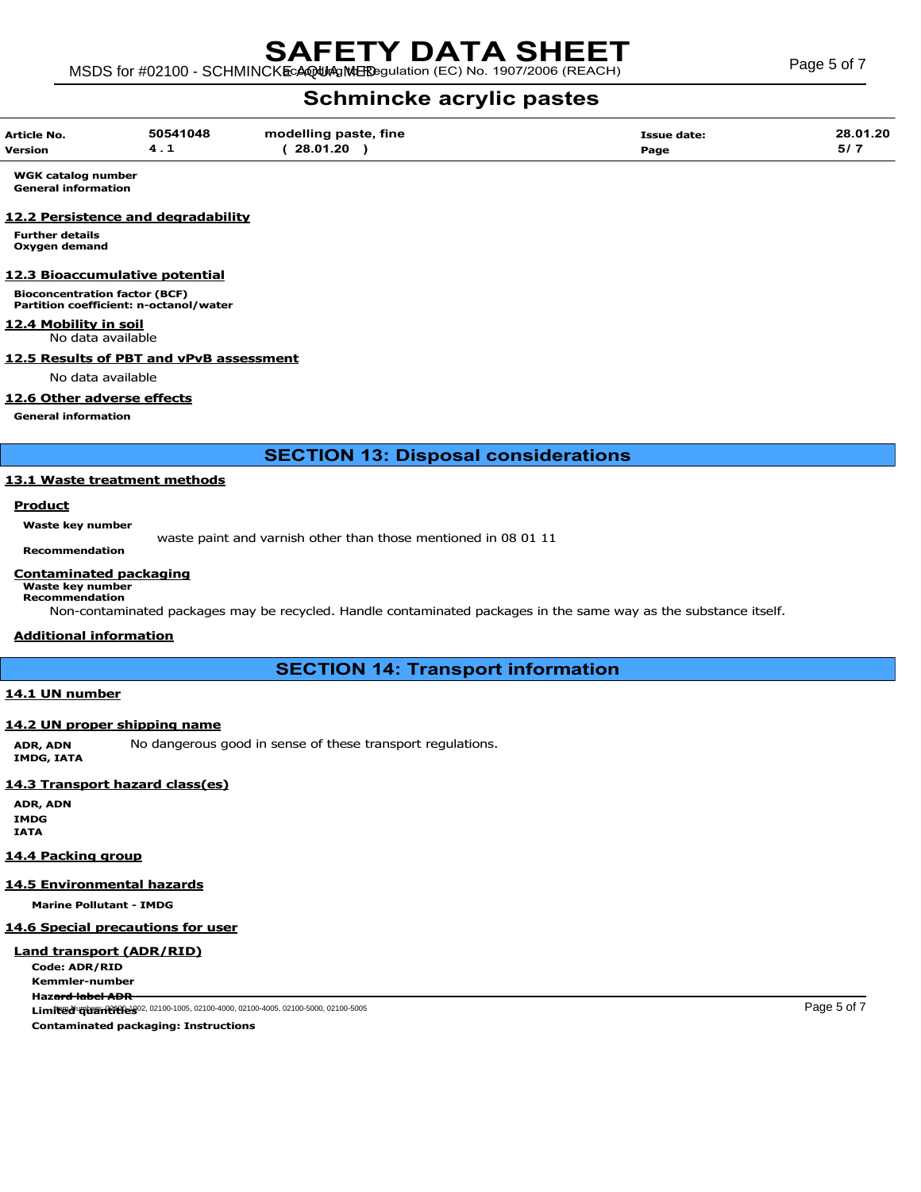| Article No. | 50541048 | modelling paste, fine | Issue date: | 28.01.20 |
|---|---|---|---|---|
| Version | 4.1 | ( 28.01.20 ) | Page | 5/ 7 |

**WGK catalog number**
**General information**

### 12.2 Persistence and degradability

**Further details**
**Oxygen demand**

### 12.3 Bioaccumulative potential

**Bioconcentration factor (BCF)**
**Partition coefficient: n-octanol/water**

### 12.4 Mobility in soil

No data available

### 12.5 Results of PBT and vPvB assessment

No data available

### 12.6 Other adverse effects

**General information**

## SECTION 13: Disposal considerations

### 13.1 Waste treatment methods

**Product**

**Waste key number**

waste paint and varnish other than those mentioned in 08 01 11

**Recommendation**

**Contaminated packaging**

**Waste key number**
**Recommendation**

Non-contaminated packages may be recycled. Handle contaminated packages in the same way as the substance itself.

**Additional information**

## SECTION 14: Transport information

### 14.1 UN number

### 14.2 UN proper shipping name

**ADR, ADN** No dangerous good in sense of these transport regulations.
**IMDG, IATA**

### 14.3 Transport hazard class(es)

**ADR, ADN**
**IMDG**
**IATA**

### 14.4 Packing group

### 14.5 Environmental hazards

**Marine Pollutant - IMDG**

### 14.6 Special precautions for user

**Land transport (ADR/RID)**

**Code: ADR/RID**
**Kemmler-number**
**Hazard label ADR**
**Limited quantities**
**Contaminated packaging: Instructions**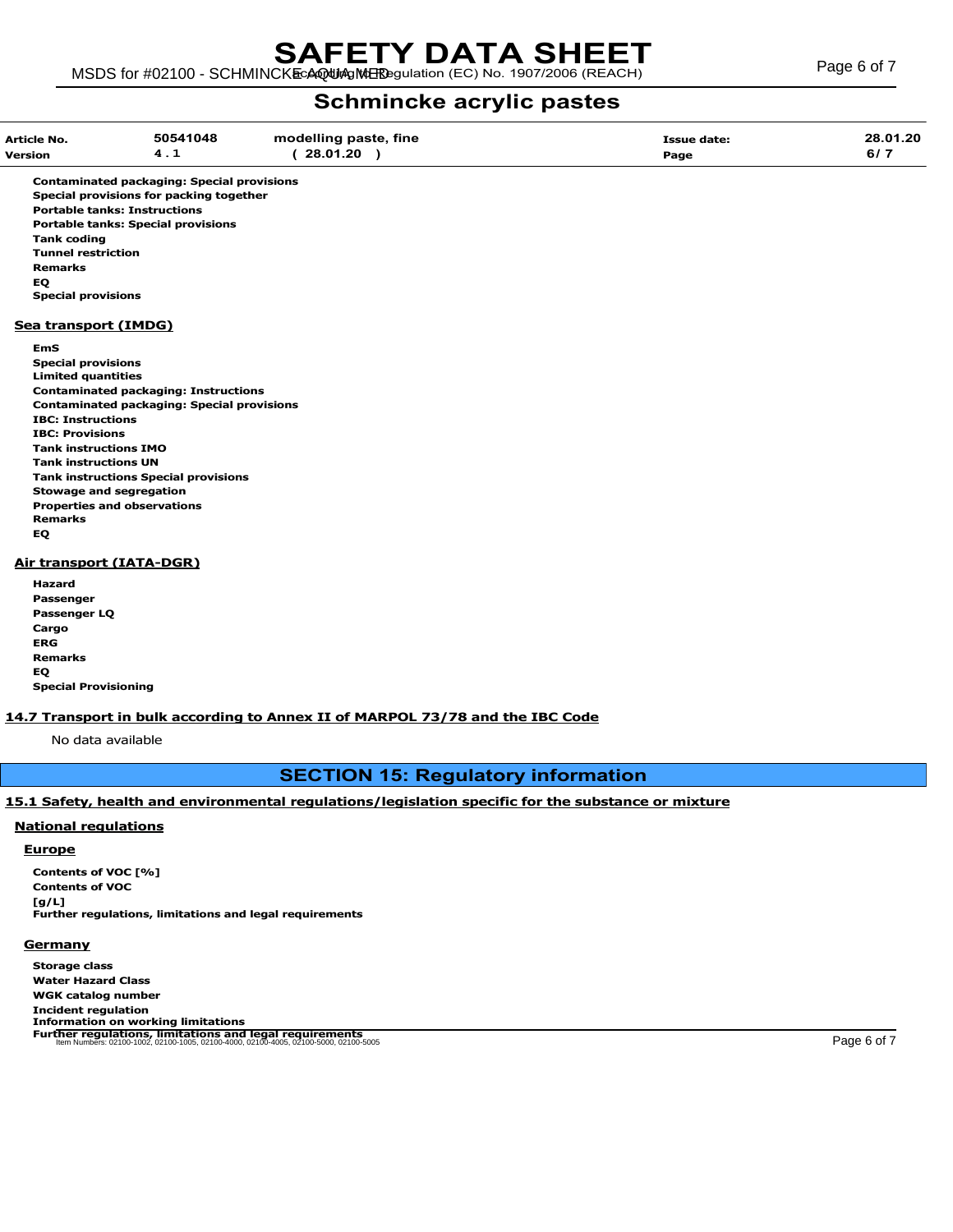| Article No. | 50541048 | modelling paste, fine | Issue date: | 28.01.20 |
|---|---|---|---|---|
| Version | 4 . 1 | ( 28.01.20 ) | Page | 6/ 7 |

**Contaminated packaging: Special provisions**
**Special provisions for packing together**
**Portable tanks: Instructions**
**Portable tanks: Special provisions**
**Tank coding**
**Tunnel restriction**
**Remarks**
**EQ**
**Special provisions**

### Sea transport (IMDG)

**EmS**
**Special provisions**
**Limited quantities**
**Contaminated packaging: Instructions**
**Contaminated packaging: Special provisions**
**IBC: Instructions**
**IBC: Provisions**
**Tank instructions IMO**
**Tank instructions UN**
**Tank instructions Special provisions**
**Stowage and segregation**
**Properties and observations**
**Remarks**
**EQ**

### Air transport (IATA-DGR)

**Hazard**
**Passenger**
**Passenger LQ**
**Cargo**
**ERG**
**Remarks**
**EQ**
**Special Provisioning**

### 14.7 Transport in bulk according to Annex II of MARPOL 73/78 and the IBC Code

No data available

## SECTION 15: Regulatory information

### 15.1 Safety, health and environmental regulations/legislation specific for the substance or mixture

### National regulations

#### Europe

**Contents of VOC [%]**
**Contents of VOC [g/L]**
**Further regulations, limitations and legal requirements**

#### Germany

**Storage class**
**Water Hazard Class**
**WGK catalog number**
**Incident regulation**
**Information on working limitations**
**Further regulations, limitations and legal requirements**

Item Numbers: 02100-1002, 02100-1005, 02100-4000, 02100-4005, 02100-5000, 02100-5005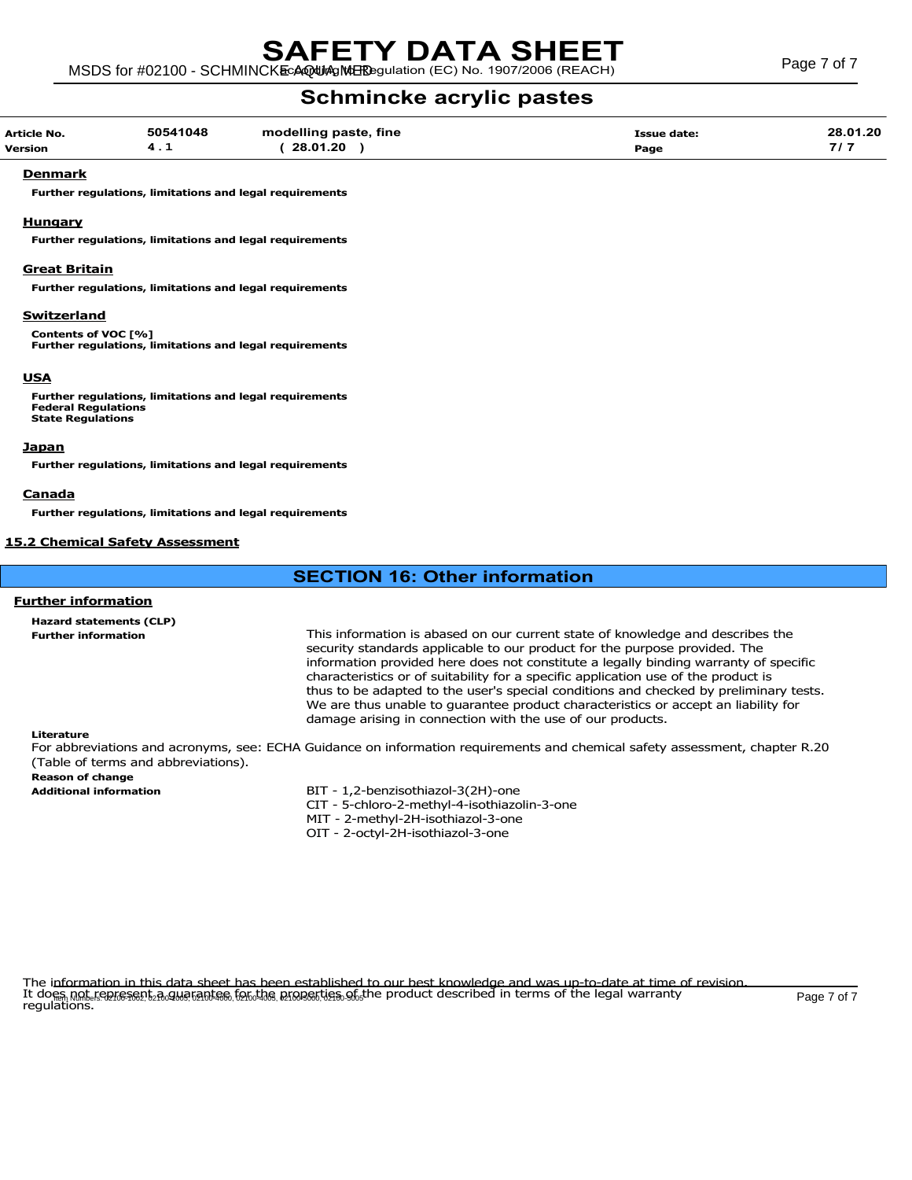| Article No. | 50541048 | modelling paste, fine | Issue date: | 28.01.20 |
| --- | --- | --- | --- | --- |
| Version | 4 . 1 | ( 28.01.20 ) | Page | 7/ 7 |

### Denmark

**Further regulations, limitations and legal requirements**

### Hungary

**Further regulations, limitations and legal requirements**

### Great Britain

**Further regulations, limitations and legal requirements**

### Switzerland

**Contents of VOC [%]**
**Further regulations, limitations and legal requirements**

### USA

**Further regulations, limitations and legal requirements**
**Federal Regulations**
**State Regulations**

### Japan

**Further regulations, limitations and legal requirements**

### Canada

**Further regulations, limitations and legal requirements**

### 15.2 Chemical Safety Assessment

## SECTION 16: Other information

### Further information

**Hazard statements (CLP)**

**Further information**

This information is abased on our current state of knowledge and describes the security standards applicable to our product for the purpose provided. The information provided here does not constitute a legally binding warranty of specific characteristics or of suitability for a specific application use of the product is thus to be adapted to the user's special conditions and checked by preliminary tests. We are thus unable to guarantee product characteristics or accept an liability for damage arising in connection with the use of our products.

**Literature**

For abbreviations and acronyms, see: ECHA Guidance on information requirements and chemical safety assessment, chapter R.20 (Table of terms and abbreviations).

**Reason of change**

**Additional information**

BIT - 1,2-benzisothiazol-3(2H)-one
CIT - 5-chloro-2-methyl-4-isothiazolin-3-one
MIT - 2-methyl-2H-isothiazol-3-one
OIT - 2-octyl-2H-isothiazol-3-one

The information in this data sheet has been established to our best knowledge and was up-to-date at time of revision. It does not represent a guarantee for the properties of the product described in terms of the legal warranty regulations.